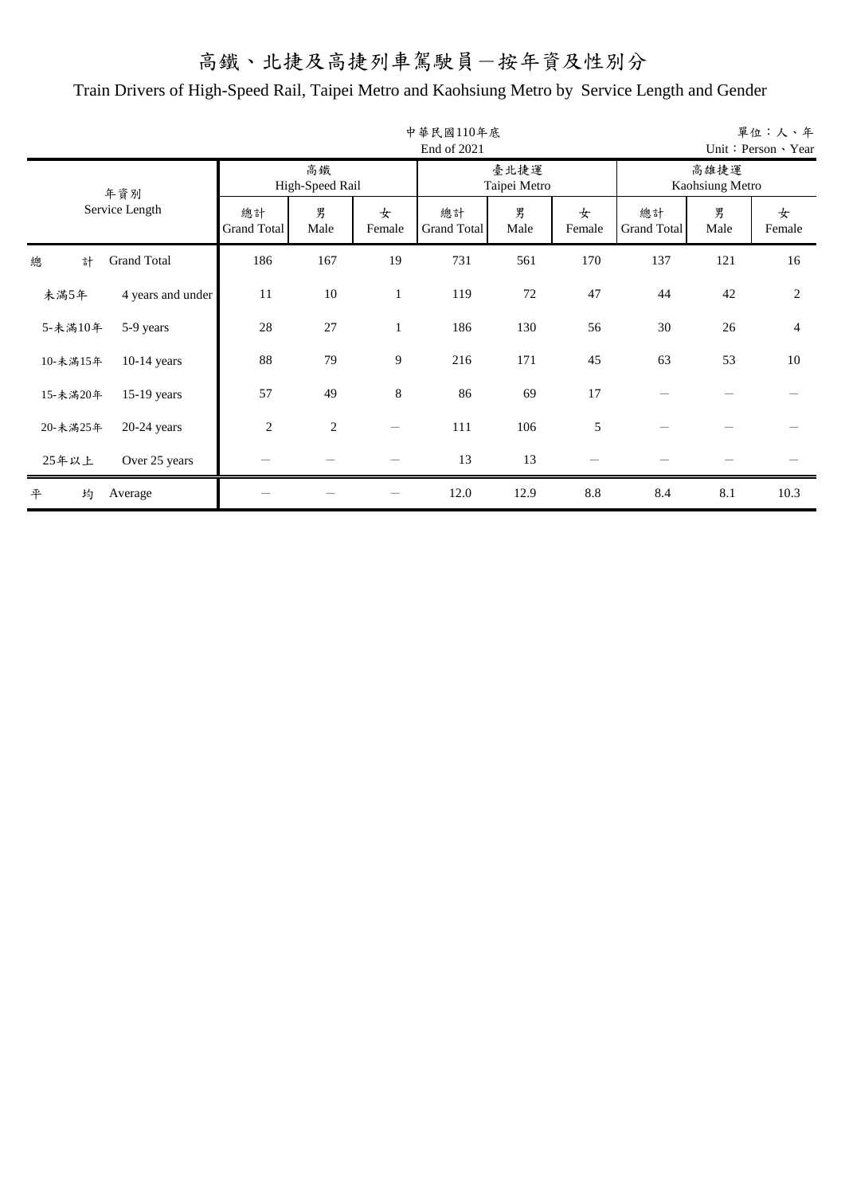# 高鐵、北捷及高捷列車駕駛員－按年資及性別分

## Train Drivers of High-Speed Rail, Taipei Metro and Kaohsiung Metro by Service Length and Gender

中華民國110年底
End of 2021

單位：人、年
Unit：Person、Year

| 年資別 Service Length | | 高鐵 High-Speed Rail | | | 臺北捷運 Taipei Metro | | | 高雄捷運 Kaohsiung Metro | | |
|---|---|---|---|---|---|---|---|---|---|---|
| | | 總計 Grand Total | 男 Male | 女 Female | 總計 Grand Total | 男 Male | 女 Female | 總計 Grand Total | 男 Male | 女 Female |
| 總　計 | Grand Total | 186 | 167 | 19 | 731 | 561 | 170 | 137 | 121 | 16 |
| 未滿5年 | 4 years and under | 11 | 10 | 1 | 119 | 72 | 47 | 44 | 42 | 2 |
| 5-未滿10年 | 5-9 years | 28 | 27 | 1 | 186 | 130 | 56 | 30 | 26 | 4 |
| 10-未滿15年 | 10-14 years | 88 | 79 | 9 | 216 | 171 | 45 | 63 | 53 | 10 |
| 15-未滿20年 | 15-19 years | 57 | 49 | 8 | 86 | 69 | 17 | － | － | － |
| 20-未滿25年 | 20-24 years | 2 | 2 | － | 111 | 106 | 5 | － | － | － |
| 25年以上 | Over 25 years | － | － | － | 13 | 13 | － | － | － | － |
| 平　均 | Average | － | － | － | 12.0 | 12.9 | 8.8 | 8.4 | 8.1 | 10.3 |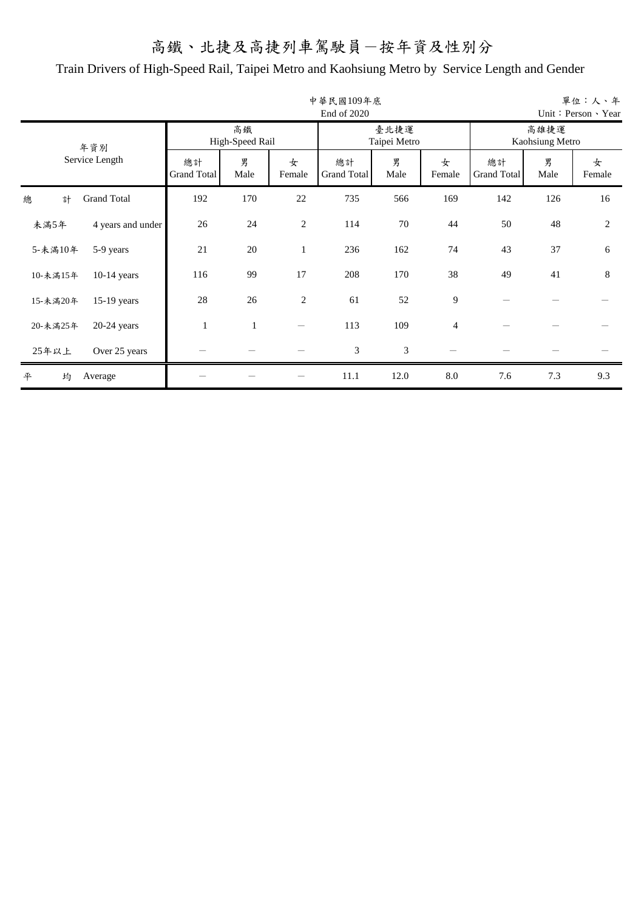# 高鐵、北捷及高捷列車駕駛員－按年資及性別分

## Train Drivers of High-Speed Rail, Taipei Metro and Kaohsiung Metro by Service Length and Gender

中華民國109年底
End of 2020

單位：人、年
Unit：Person、Year

| 年資別 Service Length | | 高鐵 High-Speed Rail | | | 臺北捷運 Taipei Metro | | | 高雄捷運 Kaohsiung Metro | | |
|---|---|---|---|---|---|---|---|---|---|---|
| | | 總計 Grand Total | 男 Male | 女 Female | 總計 Grand Total | 男 Male | 女 Female | 總計 Grand Total | 男 Male | 女 Female |
| 總　計 | Grand Total | 192 | 170 | 22 | 735 | 566 | 169 | 142 | 126 | 16 |
| 未滿5年 | 4 years and under | 26 | 24 | 2 | 114 | 70 | 44 | 50 | 48 | 2 |
| 5-未滿10年 | 5-9 years | 21 | 20 | 1 | 236 | 162 | 74 | 43 | 37 | 6 |
| 10-未滿15年 | 10-14 years | 116 | 99 | 17 | 208 | 170 | 38 | 49 | 41 | 8 |
| 15-未滿20年 | 15-19 years | 28 | 26 | 2 | 61 | 52 | 9 | － | － | － |
| 20-未滿25年 | 20-24 years | 1 | 1 | － | 113 | 109 | 4 | － | － | － |
| 25年以上 | Over 25 years | － | － | － | 3 | 3 | － | － | － | － |
| 平　均 | Average | － | － | － | 11.1 | 12.0 | 8.0 | 7.6 | 7.3 | 9.3 |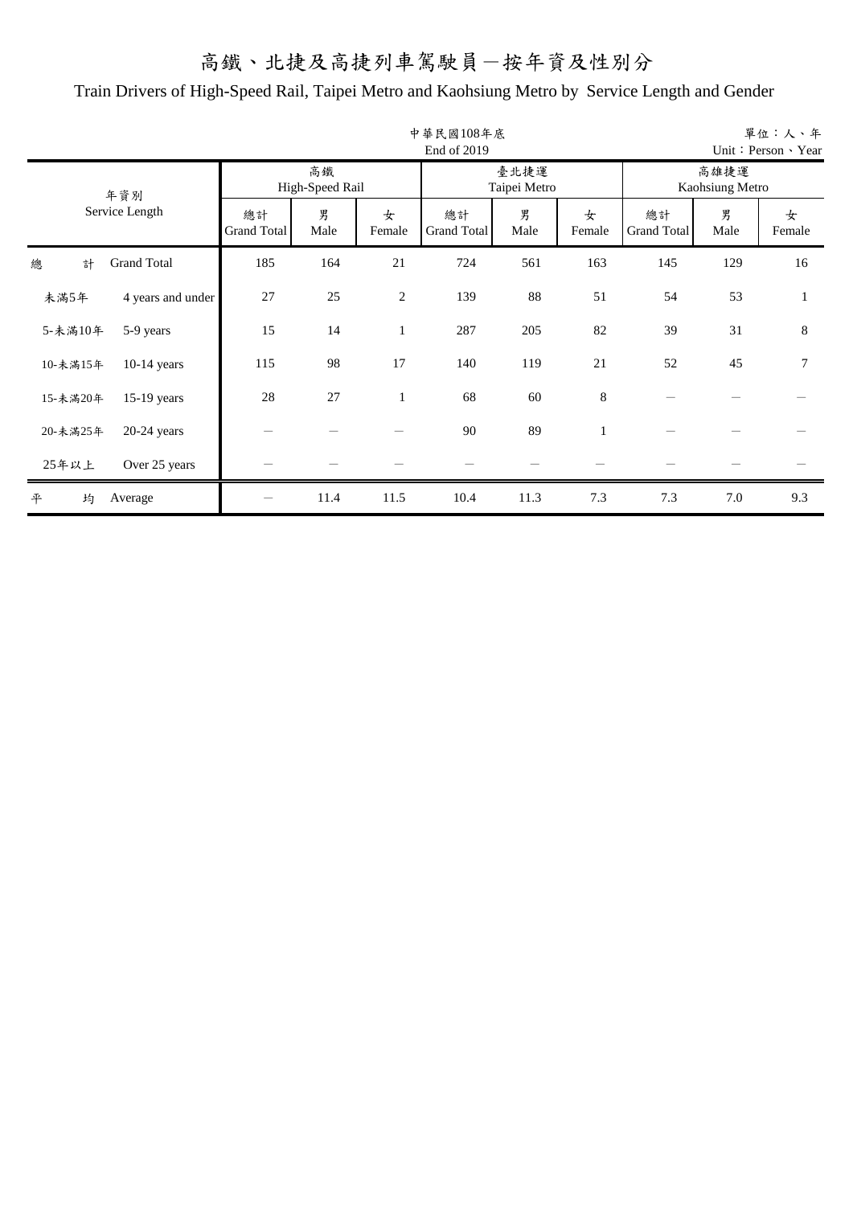# 高鐵、北捷及高捷列車駕駛員－按年資及性別分

## Train Drivers of High-Speed Rail, Taipei Metro and Kaohsiung Metro by Service Length and Gender

中華民國108年底
End of 2019

單位：人、年
Unit：Person、Year

| 年資別<br>Service Length | | 高鐵<br>High-Speed Rail | | | 臺北捷運<br>Taipei Metro | | | 高雄捷運<br>Kaohsiung Metro | | |
|---|---|---|---|---|---|---|---|---|---|---|
| | | 總計<br>Grand Total | 男<br>Male | 女<br>Female | 總計<br>Grand Total | 男<br>Male | 女<br>Female | 總計<br>Grand Total | 男<br>Male | 女<br>Female |
| 總　計 | Grand Total | 185 | 164 | 21 | 724 | 561 | 163 | 145 | 129 | 16 |
| 未滿5年 | 4 years and under | 27 | 25 | 2 | 139 | 88 | 51 | 54 | 53 | 1 |
| 5-未滿10年 | 5-9 years | 15 | 14 | 1 | 287 | 205 | 82 | 39 | 31 | 8 |
| 10-未滿15年 | 10-14 years | 115 | 98 | 17 | 140 | 119 | 21 | 52 | 45 | 7 |
| 15-未滿20年 | 15-19 years | 28 | 27 | 1 | 68 | 60 | 8 | － | － | － |
| 20-未滿25年 | 20-24 years | － | － | － | 90 | 89 | 1 | － | － | － |
| 25年以上 | Over 25 years | － | － | － | － | － | － | － | － | － |
| 平　均 | Average | － | 11.4 | 11.5 | 10.4 | 11.3 | 7.3 | 7.3 | 7.0 | 9.3 |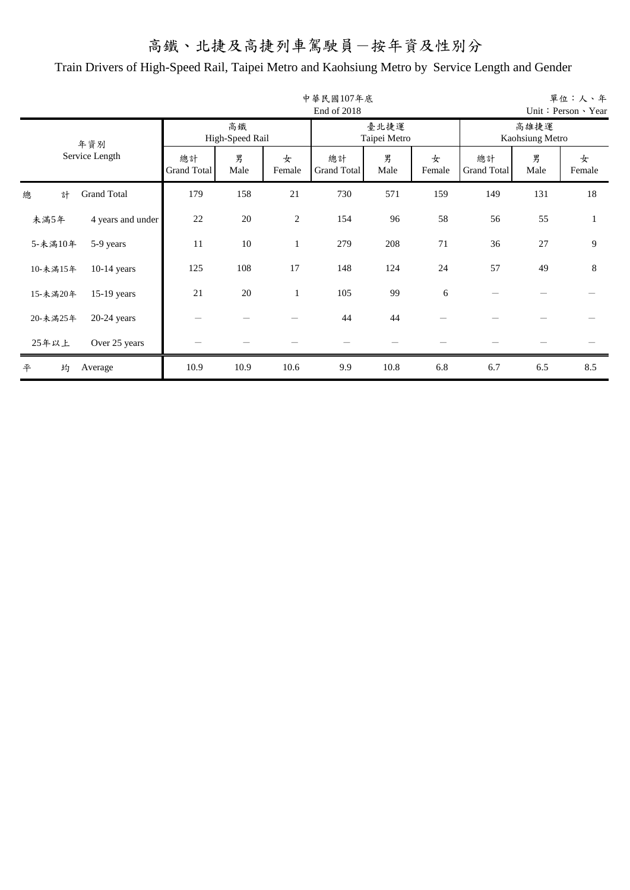# 高鐵、北捷及高捷列車駕駛員－按年資及性別分

## Train Drivers of High-Speed Rail, Taipei Metro and Kaohsiung Metro by Service Length and Gender

中華民國107年底
End of 2018

單位：人、年
Unit：Person、Year

| 年資別 Service Length | | 高鐵 High-Speed Rail | | | 臺北捷運 Taipei Metro | | | 高雄捷運 Kaohsiung Metro | | |
|---|---|---|---|---|---|---|---|---|---|---|
| | | 總計 Grand Total | 男 Male | 女 Female | 總計 Grand Total | 男 Male | 女 Female | 總計 Grand Total | 男 Male | 女 Female |
| 總　計 | Grand Total | 179 | 158 | 21 | 730 | 571 | 159 | 149 | 131 | 18 |
| 未滿5年 | 4 years and under | 22 | 20 | 2 | 154 | 96 | 58 | 56 | 55 | 1 |
| 5-未滿10年 | 5-9 years | 11 | 10 | 1 | 279 | 208 | 71 | 36 | 27 | 9 |
| 10-未滿15年 | 10-14 years | 125 | 108 | 17 | 148 | 124 | 24 | 57 | 49 | 8 |
| 15-未滿20年 | 15-19 years | 21 | 20 | 1 | 105 | 99 | 6 | － | － | － |
| 20-未滿25年 | 20-24 years | － | － | － | 44 | 44 | － | － | － | － |
| 25年以上 | Over 25 years | － | － | － | － | － | － | － | － | － |
| 平　均 | Average | 10.9 | 10.9 | 10.6 | 9.9 | 10.8 | 6.8 | 6.7 | 6.5 | 8.5 |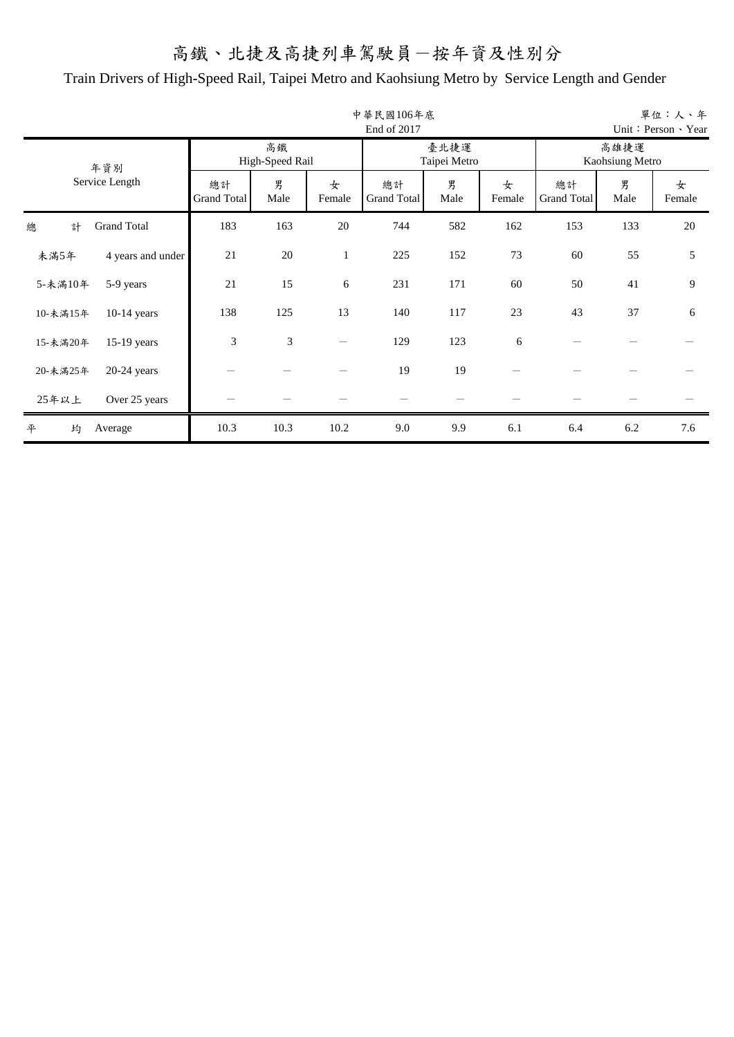# 高鐵、北捷及高捷列車駕駛員－按年資及性別分

## Train Drivers of High-Speed Rail, Taipei Metro and Kaohsiung Metro by Service Length and Gender

中華民國106年底
End of 2017

單位：人、年
Unit：Person、Year

| 年資別 Service Length | | 高鐵 High-Speed Rail | | | 臺北捷運 Taipei Metro | | | 高雄捷運 Kaohsiung Metro | | |
|---|---|---|---|---|---|---|---|---|---|---|
| | | 總計 Grand Total | 男 Male | 女 Female | 總計 Grand Total | 男 Male | 女 Female | 總計 Grand Total | 男 Male | 女 Female |
| 總　計 | Grand Total | 183 | 163 | 20 | 744 | 582 | 162 | 153 | 133 | 20 |
| 未滿5年 | 4 years and under | 21 | 20 | 1 | 225 | 152 | 73 | 60 | 55 | 5 |
| 5-未滿10年 | 5-9 years | 21 | 15 | 6 | 231 | 171 | 60 | 50 | 41 | 9 |
| 10-未滿15年 | 10-14 years | 138 | 125 | 13 | 140 | 117 | 23 | 43 | 37 | 6 |
| 15-未滿20年 | 15-19 years | 3 | 3 | － | 129 | 123 | 6 | － | － | － |
| 20-未滿25年 | 20-24 years | － | － | － | 19 | 19 | － | － | － | － |
| 25年以上 | Over 25 years | － | － | － | － | － | － | － | － | － |
| 平　均 | Average | 10.3 | 10.3 | 10.2 | 9.0 | 9.9 | 6.1 | 6.4 | 6.2 | 7.6 |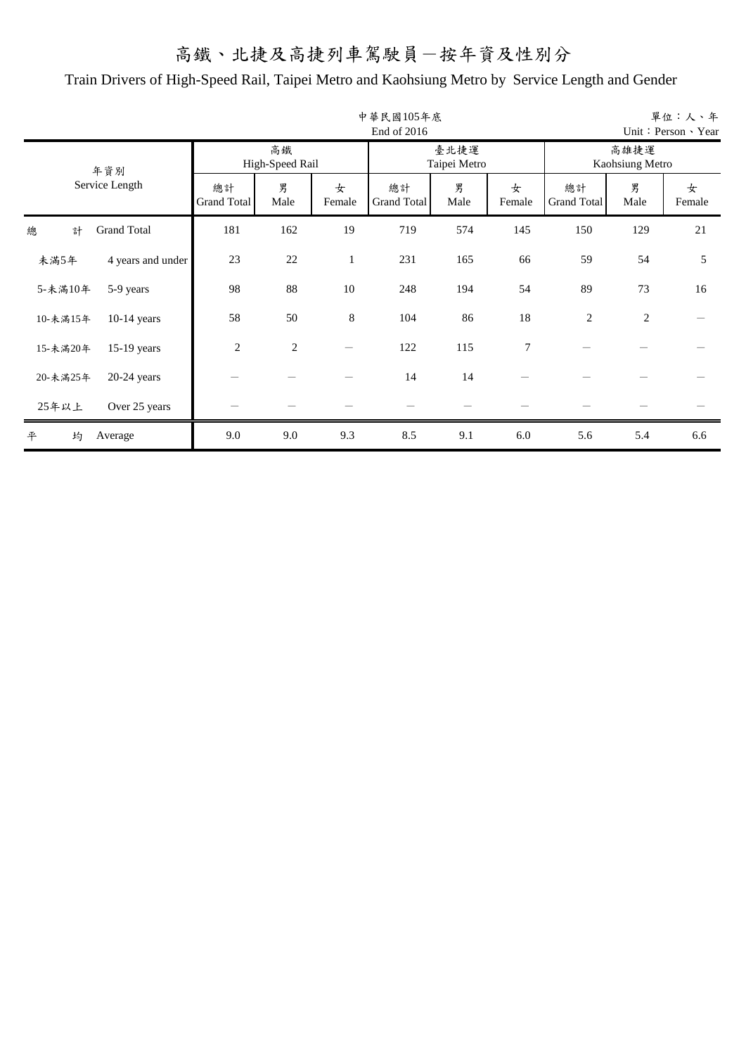# 高鐵、北捷及高捷列車駕駛員－按年資及性別分

## Train Drivers of High-Speed Rail, Taipei Metro and Kaohsiung Metro by Service Length and Gender

中華民國105年底
End of 2016

單位：人、年
Unit：Person、Year

| 年資別 Service Length | | 高鐵 High-Speed Rail | | | 臺北捷運 Taipei Metro | | | 高雄捷運 Kaohsiung Metro | | |
|---|---|---|---|---|---|---|---|---|---|---|
| | | 總計 Grand Total | 男 Male | 女 Female | 總計 Grand Total | 男 Male | 女 Female | 總計 Grand Total | 男 Male | 女 Female |
| 總計 | Grand Total | 181 | 162 | 19 | 719 | 574 | 145 | 150 | 129 | 21 |
| 未滿5年 | 4 years and under | 23 | 22 | 1 | 231 | 165 | 66 | 59 | 54 | 5 |
| 5-未滿10年 | 5-9 years | 98 | 88 | 10 | 248 | 194 | 54 | 89 | 73 | 16 |
| 10-未滿15年 | 10-14 years | 58 | 50 | 8 | 104 | 86 | 18 | 2 | 2 | － |
| 15-未滿20年 | 15-19 years | 2 | 2 | － | 122 | 115 | 7 | － | － | － |
| 20-未滿25年 | 20-24 years | － | － | － | 14 | 14 | － | － | － | － |
| 25年以上 | Over 25 years | － | － | － | － | － | － | － | － | － |
| 平均 | Average | 9.0 | 9.0 | 9.3 | 8.5 | 9.1 | 6.0 | 5.6 | 5.4 | 6.6 |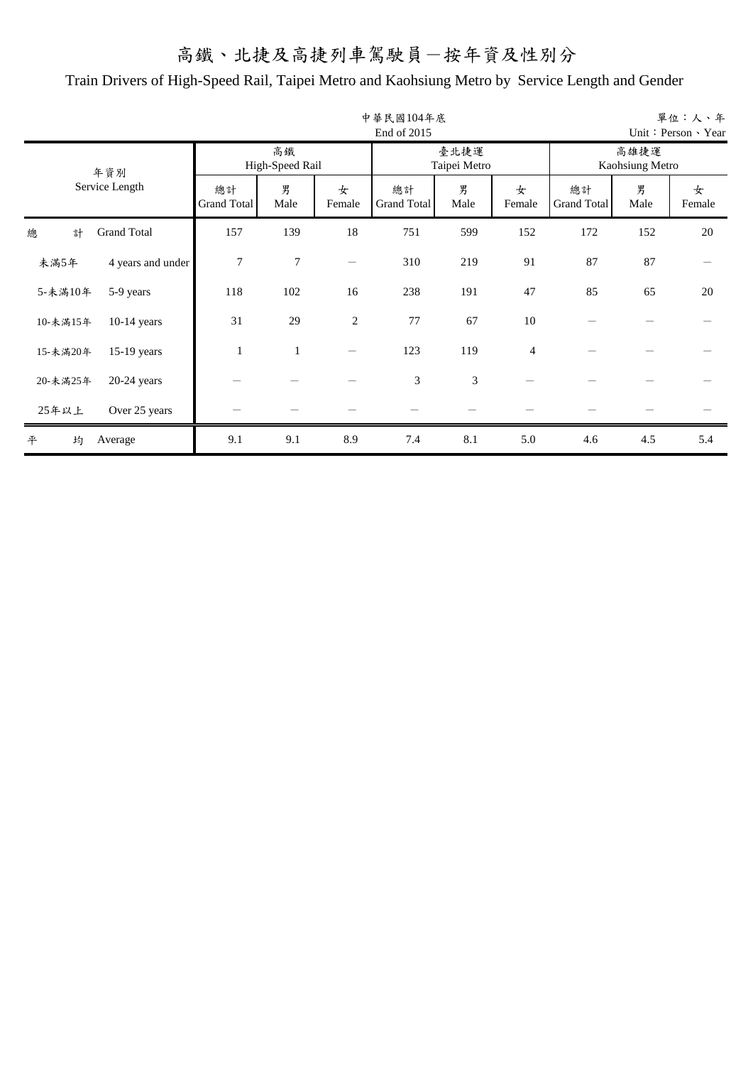# 高鐵、北捷及高捷列車駕駛員－按年資及性別分

## Train Drivers of High-Speed Rail, Taipei Metro and Kaohsiung Metro by Service Length and Gender

中華民國104年底
End of 2015

單位：人、年
Unit：Person、Year

| 年資別 Service Length | | 高鐵 High-Speed Rail | | | 臺北捷運 Taipei Metro | | | 高雄捷運 Kaohsiung Metro | | |
|---|---|---|---|---|---|---|---|---|---|---|
| | | 總計 Grand Total | 男 Male | 女 Female | 總計 Grand Total | 男 Male | 女 Female | 總計 Grand Total | 男 Male | 女 Female |
| 總　計 | Grand Total | 157 | 139 | 18 | 751 | 599 | 152 | 172 | 152 | 20 |
| 未滿5年 | 4 years and under | 7 | 7 | － | 310 | 219 | 91 | 87 | 87 | － |
| 5-未滿10年 | 5-9 years | 118 | 102 | 16 | 238 | 191 | 47 | 85 | 65 | 20 |
| 10-未滿15年 | 10-14 years | 31 | 29 | 2 | 77 | 67 | 10 | － | － | － |
| 15-未滿20年 | 15-19 years | 1 | 1 | － | 123 | 119 | 4 | － | － | － |
| 20-未滿25年 | 20-24 years | － | － | － | 3 | 3 | － | － | － | － |
| 25年以上 | Over 25 years | － | － | － | － | － | － | － | － | － |
| 平　均 | Average | 9.1 | 9.1 | 8.9 | 7.4 | 8.1 | 5.0 | 4.6 | 4.5 | 5.4 |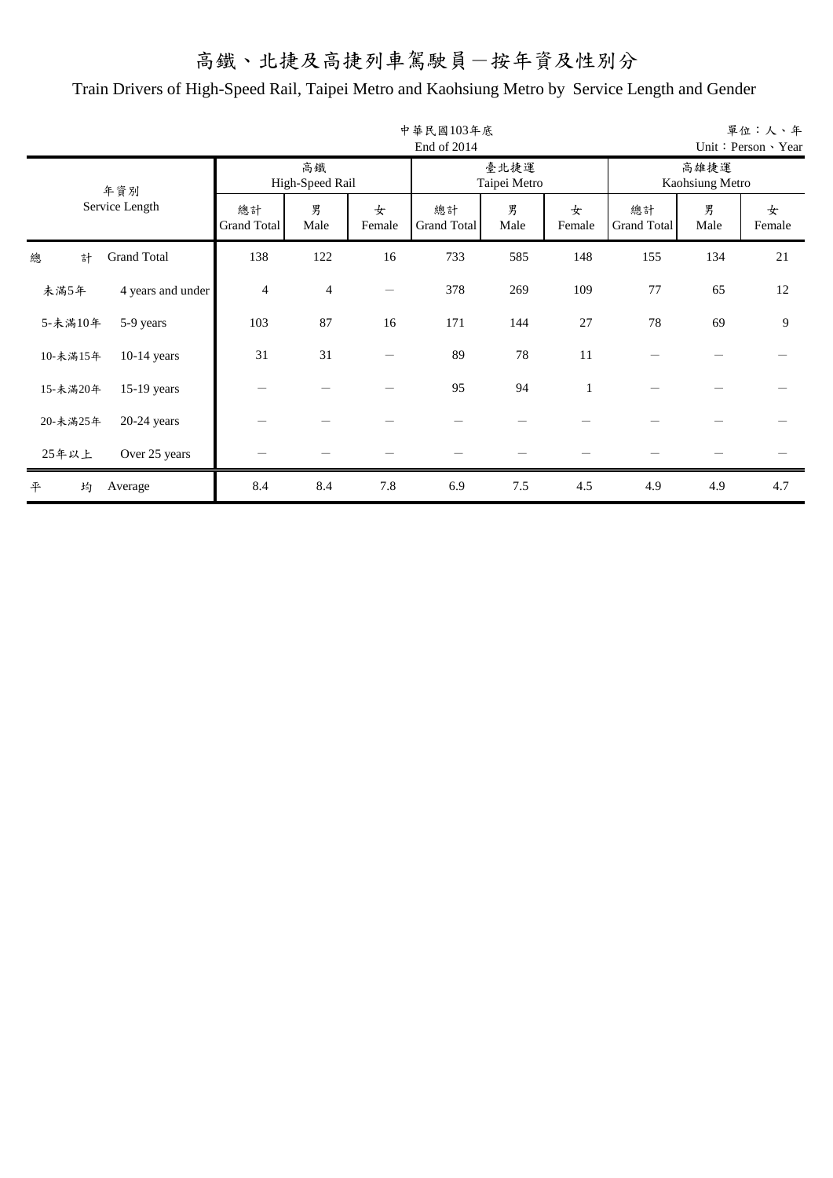# 高鐵、北捷及高捷列車駕駛員－按年資及性別分

## Train Drivers of High-Speed Rail, Taipei Metro and Kaohsiung Metro by Service Length and Gender

中華民國103年底
End of 2014

單位：人、年
Unit：Person、Year

| 年資別 Service Length | | 高鐵 High-Speed Rail | | | 臺北捷運 Taipei Metro | | | 高雄捷運 Kaohsiung Metro | | |
|---|---|---|---|---|---|---|---|---|---|---|
| | | 總計 Grand Total | 男 Male | 女 Female | 總計 Grand Total | 男 Male | 女 Female | 總計 Grand Total | 男 Male | 女 Female |
| 總　計 | Grand Total | 138 | 122 | 16 | 733 | 585 | 148 | 155 | 134 | 21 |
| 未滿5年 | 4 years and under | 4 | 4 | － | 378 | 269 | 109 | 77 | 65 | 12 |
| 5-未滿10年 | 5-9 years | 103 | 87 | 16 | 171 | 144 | 27 | 78 | 69 | 9 |
| 10-未滿15年 | 10-14 years | 31 | 31 | － | 89 | 78 | 11 | － | － | － |
| 15-未滿20年 | 15-19 years | － | － | － | 95 | 94 | 1 | － | － | － |
| 20-未滿25年 | 20-24 years | － | － | － | － | － | － | － | － | － |
| 25年以上 | Over 25 years | － | － | － | － | － | － | － | － | － |
| 平　均 | Average | 8.4 | 8.4 | 7.8 | 6.9 | 7.5 | 4.5 | 4.9 | 4.9 | 4.7 |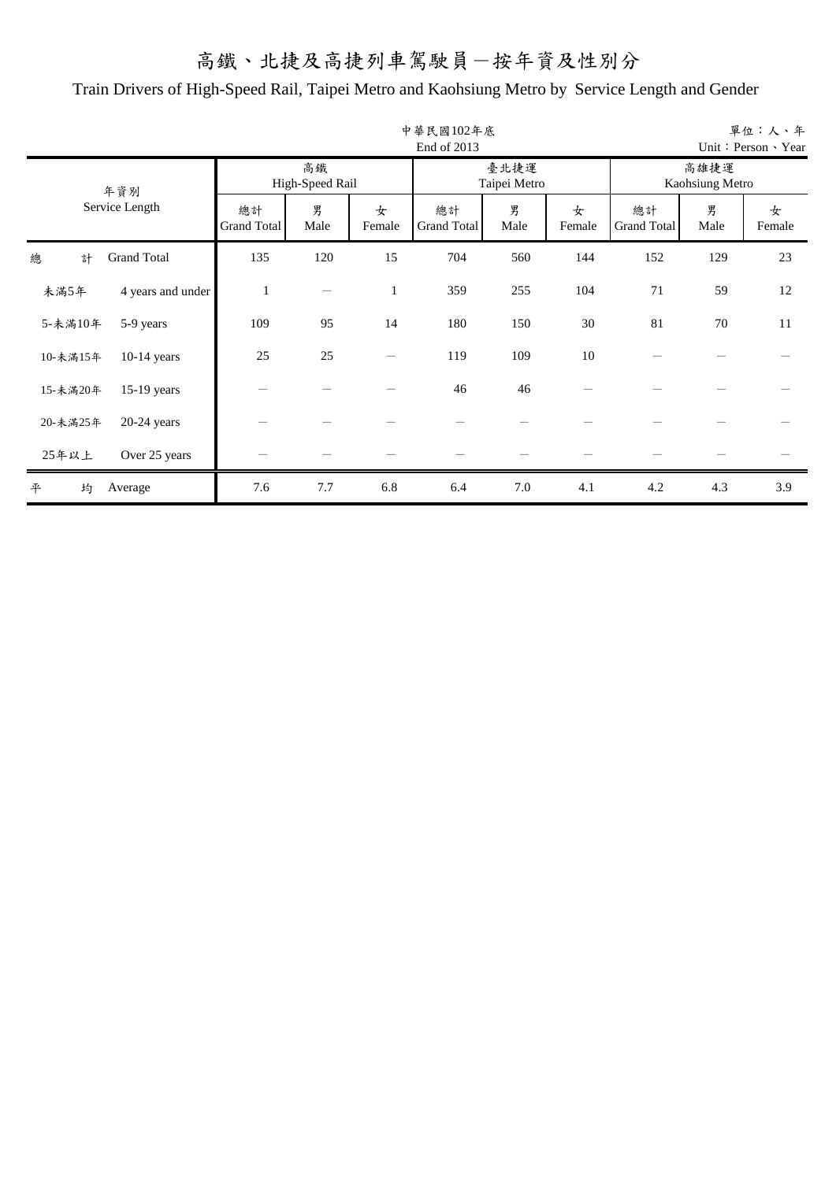# 高鐵、北捷及高捷列車駕駛員－按年資及性別分

## Train Drivers of High-Speed Rail, Taipei Metro and Kaohsiung Metro by Service Length and Gender

中華民國102年底
End of 2013

單位：人、年
Unit：Person、Year

| 年資別 Service Length | | 高鐵 High-Speed Rail | | | 臺北捷運 Taipei Metro | | | 高雄捷運 Kaohsiung Metro | | |
|---|---|---|---|---|---|---|---|---|---|---|
| | | 總計 Grand Total | 男 Male | 女 Female | 總計 Grand Total | 男 Male | 女 Female | 總計 Grand Total | 男 Male | 女 Female |
| 總　計 | Grand Total | 135 | 120 | 15 | 704 | 560 | 144 | 152 | 129 | 23 |
| 未滿5年 | 4 years and under | 1 | － | 1 | 359 | 255 | 104 | 71 | 59 | 12 |
| 5-未滿10年 | 5-9 years | 109 | 95 | 14 | 180 | 150 | 30 | 81 | 70 | 11 |
| 10-未滿15年 | 10-14 years | 25 | 25 | － | 119 | 109 | 10 | － | － | － |
| 15-未滿20年 | 15-19 years | － | － | － | 46 | 46 | － | － | － | － |
| 20-未滿25年 | 20-24 years | － | － | － | － | － | － | － | － | － |
| 25年以上 | Over 25 years | － | － | － | － | － | － | － | － | － |
| 平　均 | Average | 7.6 | 7.7 | 6.8 | 6.4 | 7.0 | 4.1 | 4.2 | 4.3 | 3.9 |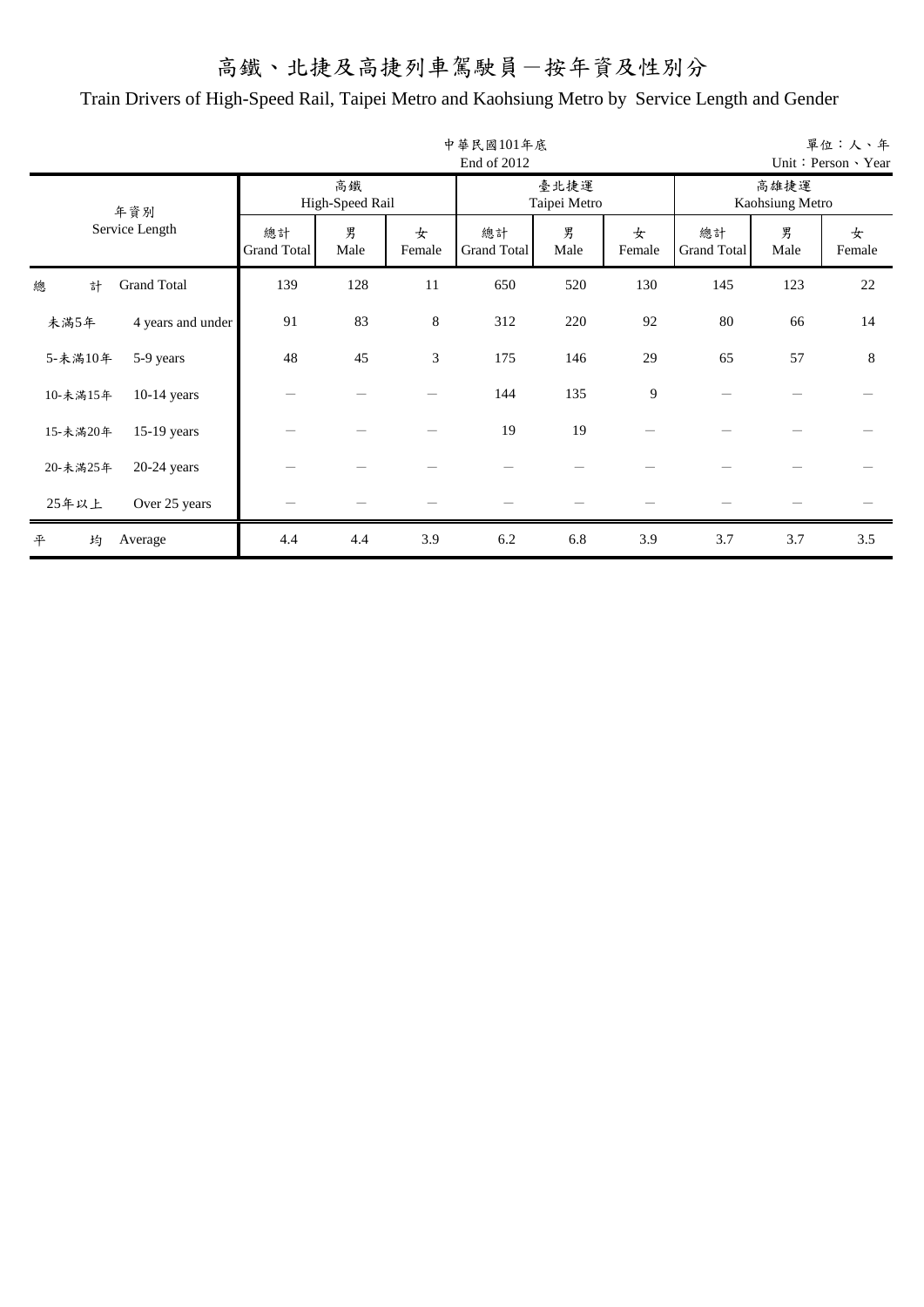# 高鐵、北捷及高捷列車駕駛員－按年資及性別分

## Train Drivers of High-Speed Rail, Taipei Metro and Kaohsiung Metro by Service Length and Gender

中華民國101年底
End of 2012

單位：人、年
Unit：Person、Year

| 年資別 Service Length | | 高鐵 High-Speed Rail | | | 臺北捷運 Taipei Metro | | | 高雄捷運 Kaohsiung Metro | | |
|---|---|---|---|---|---|---|---|---|---|---|
| | | 總計 Grand Total | 男 Male | 女 Female | 總計 Grand Total | 男 Male | 女 Female | 總計 Grand Total | 男 Male | 女 Female |
| 總　計 | Grand Total | 139 | 128 | 11 | 650 | 520 | 130 | 145 | 123 | 22 |
| 未滿5年 | 4 years and under | 91 | 83 | 8 | 312 | 220 | 92 | 80 | 66 | 14 |
| 5-未滿10年 | 5-9 years | 48 | 45 | 3 | 175 | 146 | 29 | 65 | 57 | 8 |
| 10-未滿15年 | 10-14 years | － | － | － | 144 | 135 | 9 | － | － | － |
| 15-未滿20年 | 15-19 years | － | － | － | 19 | 19 | － | － | － | － |
| 20-未滿25年 | 20-24 years | － | － | － | － | － | － | － | － | － |
| 25年以上 | Over 25 years | － | － | － | － | － | － | － | － | － |
| 平　均 | Average | 4.4 | 4.4 | 3.9 | 6.2 | 6.8 | 3.9 | 3.7 | 3.7 | 3.5 |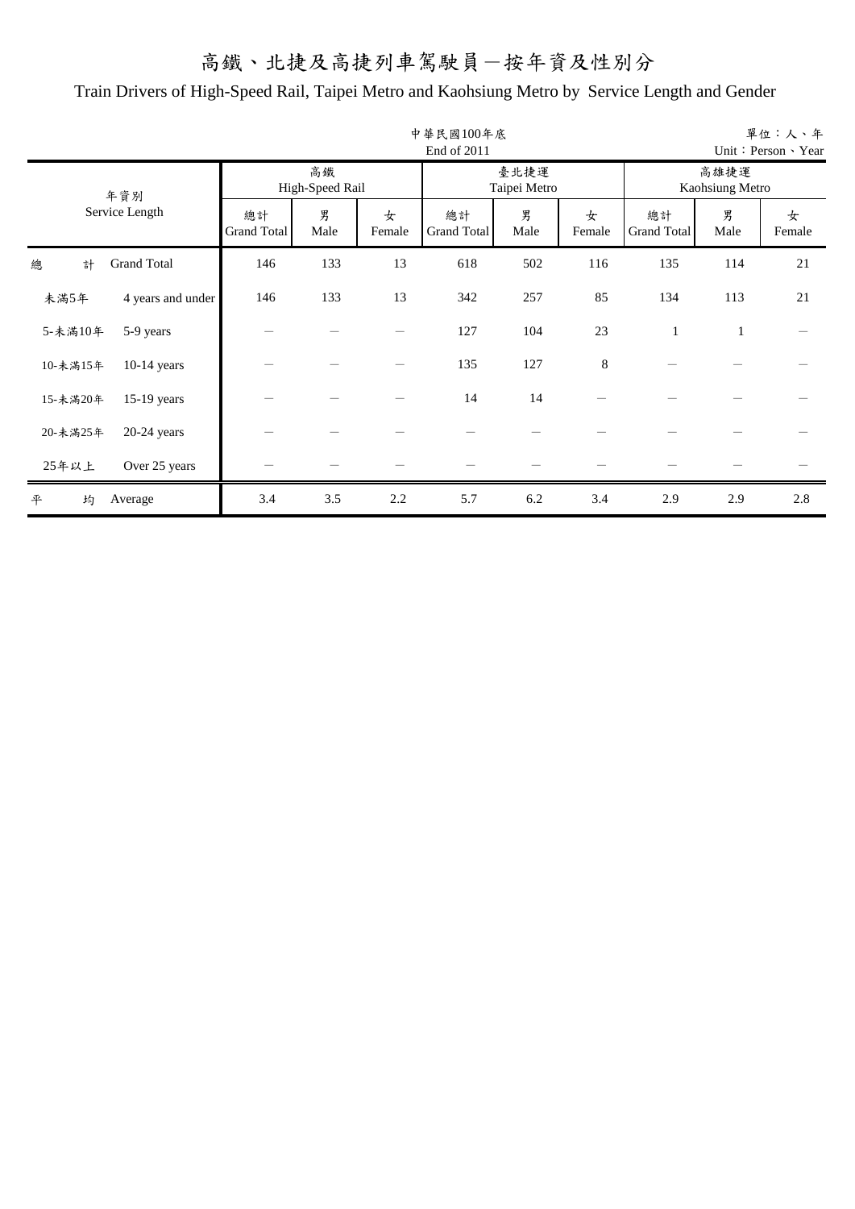# 高鐵、北捷及高捷列車駕駛員－按年資及性別分

## Train Drivers of High-Speed Rail, Taipei Metro and Kaohsiung Metro by Service Length and Gender

中華民國100年底
End of 2011

單位：人、年
Unit：Person、Year

| 年資別 Service Length | 高鐵 High-Speed Rail | | | 臺北捷運 Taipei Metro | | | 高雄捷運 Kaohsiung Metro | | |
|---|---|---|---|---|---|---|---|---|---|
| | 總計 Grand Total | 男 Male | 女 Female | 總計 Grand Total | 男 Male | 女 Female | 總計 Grand Total | 男 Male | 女 Female |
| 總計 Grand Total | 146 | 133 | 13 | 618 | 502 | 116 | 135 | 114 | 21 |
| 未滿5年 4 years and under | 146 | 133 | 13 | 342 | 257 | 85 | 134 | 113 | 21 |
| 5-未滿10年 5-9 years | － | － | － | 127 | 104 | 23 | 1 | 1 | － |
| 10-未滿15年 10-14 years | － | － | － | 135 | 127 | 8 | － | － | － |
| 15-未滿20年 15-19 years | － | － | － | 14 | 14 | － | － | － | － |
| 20-未滿25年 20-24 years | － | － | － | － | － | － | － | － | － |
| 25年以上 Over 25 years | － | － | － | － | － | － | － | － | － |
| 平均 Average | 3.4 | 3.5 | 2.2 | 5.7 | 6.2 | 3.4 | 2.9 | 2.9 | 2.8 |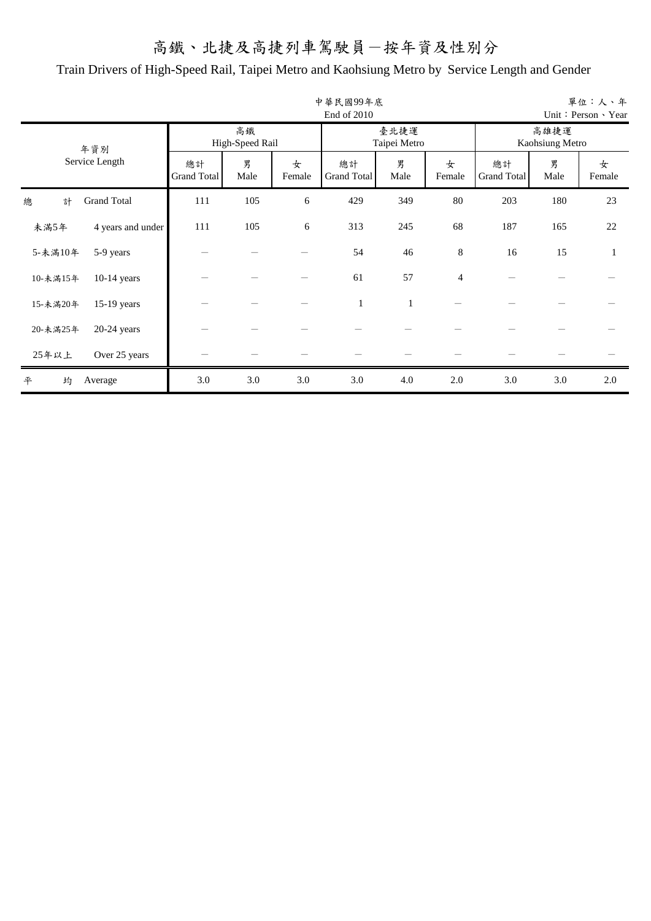# 高鐵、北捷及高捷列車駕駛員－按年資及性別分

## Train Drivers of High-Speed Rail, Taipei Metro and Kaohsiung Metro by Service Length and Gender

中華民國99年底
End of 2010

單位：人、年
Unit：Person、Year

| 年資別 Service Length | | 高鐵 High-Speed Rail | | | 臺北捷運 Taipei Metro | | | 高雄捷運 Kaohsiung Metro | | |
|---|---|---|---|---|---|---|---|---|---|---|
| | | 總計 Grand Total | 男 Male | 女 Female | 總計 Grand Total | 男 Male | 女 Female | 總計 Grand Total | 男 Male | 女 Female |
| 總計 | Grand Total | 111 | 105 | 6 | 429 | 349 | 80 | 203 | 180 | 23 |
| 未滿5年 | 4 years and under | 111 | 105 | 6 | 313 | 245 | 68 | 187 | 165 | 22 |
| 5-未滿10年 | 5-9 years | － | － | － | 54 | 46 | 8 | 16 | 15 | 1 |
| 10-未滿15年 | 10-14 years | － | － | － | 61 | 57 | 4 | － | － | － |
| 15-未滿20年 | 15-19 years | － | － | － | 1 | 1 | － | － | － | － |
| 20-未滿25年 | 20-24 years | － | － | － | － | － | － | － | － | － |
| 25年以上 | Over 25 years | － | － | － | － | － | － | － | － | － |
| 平均 | Average | 3.0 | 3.0 | 3.0 | 3.0 | 4.0 | 2.0 | 3.0 | 3.0 | 2.0 |